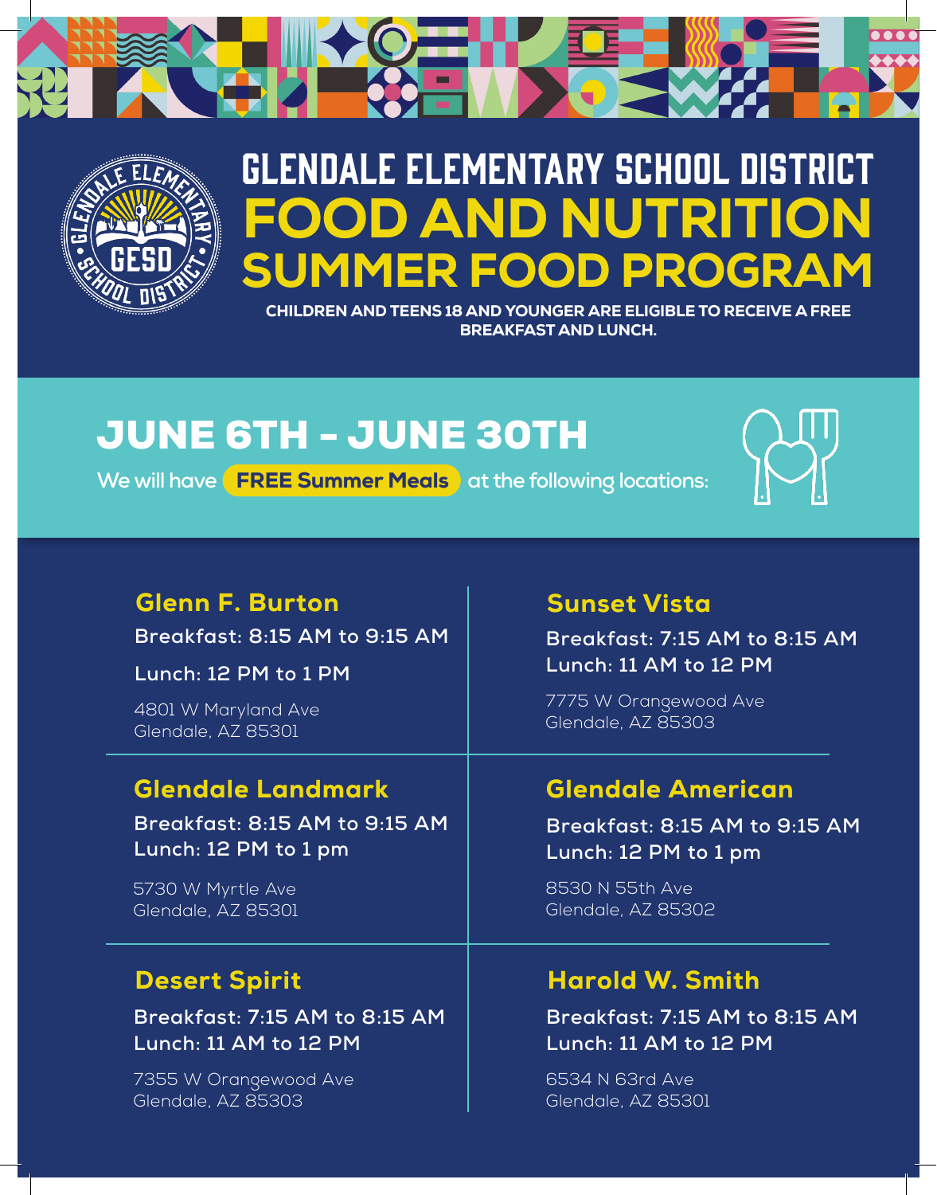# GLENDALE ELEMENTARY SCHOOL DISTRICT

# FOOD AND NUTRITION SUMMER FOOD PROGRAM

**CHILDREN AND TEENS 18 AND YOUNGER ARE ELIGIBLE TO RECEIVE A FREE BREAKFAST AND LUNCH.**

## JUNE 6TH - JUNE 30TH

We will have **FREE Summer Meals** at the following locations:

### Glenn F. Burton

**Breakfast: 8:15 AM to 9:15 AM**

**Lunch: 12 PM to 1 PM**

4801 W Maryland Ave
Glendale, AZ 85301

### Sunset Vista

**Breakfast: 7:15 AM to 8:15 AM**
**Lunch: 11 AM to 12 PM**

7775 W Orangewood Ave
Glendale, AZ 85303

### Glendale Landmark

**Breakfast: 8:15 AM to 9:15 AM**
**Lunch: 12 PM to 1 pm**

5730 W Myrtle Ave
Glendale, AZ 85301

### Glendale American

**Breakfast: 8:15 AM to 9:15 AM**
**Lunch: 12 PM to 1 pm**

8530 N 55th Ave
Glendale, AZ 85302

### Desert Spirit

**Breakfast: 7:15 AM to 8:15 AM**
**Lunch: 11 AM to 12 PM**

7355 W Orangewood Ave
Glendale, AZ 85303

### Harold W. Smith

**Breakfast: 7:15 AM to 8:15 AM**
**Lunch: 11 AM to 12 PM**

6534 N 63rd Ave
Glendale, AZ 85301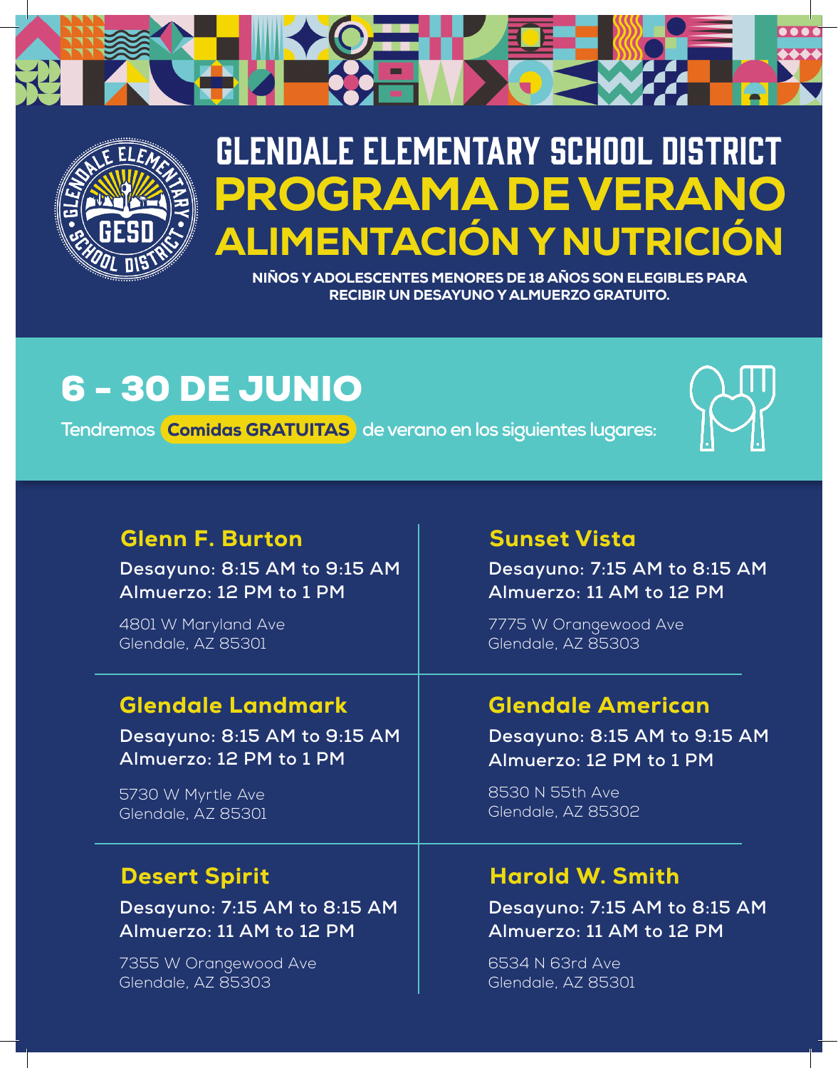# GLENDALE ELEMENTARY SCHOOL DISTRICT

# PROGRAMA DE VERANO

## ALIMENTACIÓN Y NUTRICIÓN

**NIÑOS Y ADOLESCENTES MENORES DE 18 AÑOS SON ELEGIBLES PARA RECIBIR UN DESAYUNO Y ALMUERZO GRATUITO.**

## 6 - 30 DE JUNIO

Tendremos **Comidas GRATUITAS** de verano en los siguientes lugares:

### Glenn F. Burton

**Desayuno: 8:15 AM to 9:15 AM**
**Almuerzo: 12 PM to 1 PM**

4801 W Maryland Ave
Glendale, AZ 85301

### Sunset Vista

**Desayuno: 7:15 AM to 8:15 AM**
**Almuerzo: 11 AM to 12 PM**

7775 W Orangewood Ave
Glendale, AZ 85303

### Glendale Landmark

**Desayuno: 8:15 AM to 9:15 AM**
**Almuerzo: 12 PM to 1 PM**

5730 W Myrtle Ave
Glendale, AZ 85301

### Glendale American

**Desayuno: 8:15 AM to 9:15 AM**
**Almuerzo: 12 PM to 1 PM**

8530 N 55th Ave
Glendale, AZ 85302

### Desert Spirit

**Desayuno: 7:15 AM to 8:15 AM**
**Almuerzo: 11 AM to 12 PM**

7355 W Orangewood Ave
Glendale, AZ 85303

### Harold W. Smith

**Desayuno: 7:15 AM to 8:15 AM**
**Almuerzo: 11 AM to 12 PM**

6534 N 63rd Ave
Glendale, AZ 85301